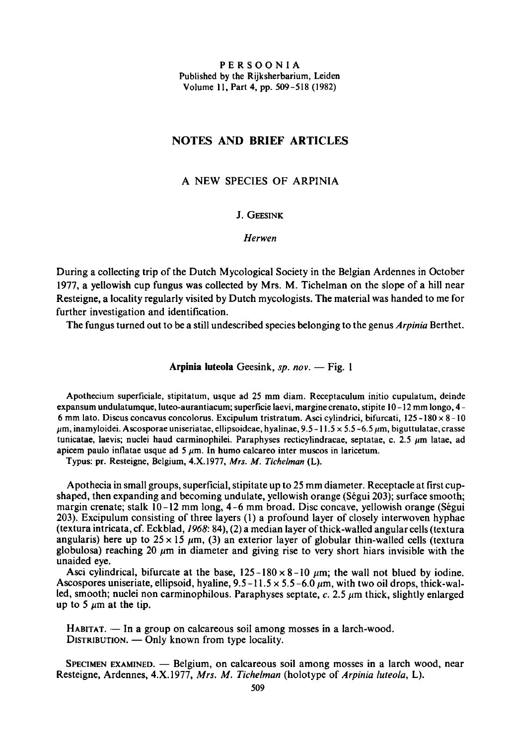# NOTES AND BRIEF ARTICLES

## A NEW SPECIES OF ARPINIA

J. GEESINK

*Herwen*

During a collecting trip of the Dutch Mycological Society in the Belgian Ardennes in October 1977, a yellowish cup fungus was collected by Mrs. M. Tichelman on the slope of a hill near Resteigne, a locality regularly visited by Dutch mycologists. The material was handed to me for further investigation and identification.

The fungus turned out to be a still undescribed species belonging to the genus *Arpinia* Berthet.

**Arpinia luteola** Geesink, *sp. nov.* — Fig. 1

Apothecium superficiale, stipitatum, usque ad 25 mm diam. Receptaculum initio cupulatum, deinde expansum undulatumque, luteo-aurantiacum; superficie laevi, margine crenato, stipite 10–12 mm longo, 4–6 mm lato. Discus concavus concolorus. Excipulum tristratum. Asci cylindrici, bifurcati, 125–180 × 8–10 μm, inamyloidei. Ascosporae uniseriatae, ellipsoideae, hyalinae, 9.5–11.5 × 5.5–6.5 μm, biguttulatae, crasse tunicatae, laevis; nuclei haud carminophilei. Paraphyses recticylindracae, septatae, c. 2.5 μm latae, ad apicem paulo inflatae usque ad 5 μm. In humo calcareo inter muscos in laricetum.

Typus: pr. Resteigne, Belgium, 4.X.1977, *Mrs. M. Tichelman* (L).

Apothecia in small groups, superficial, stipitate up to 25 mm diameter. Receptacle at first cup-shaped, then expanding and becoming undulate, yellowish orange (Ségui 203); surface smooth; margin crenate; stalk 10–12 mm long, 4–6 mm broad. Disc concave, yellowish orange (Ségui 203). Excipulum consisting of three layers (1) a profound layer of closely interwoven hyphae (textura intricata, cf. Eckblad, *1968*: 84), (2) a median layer of thick-walled angular cells (textura angularis) here up to 25 × 15 μm, (3) an exterior layer of globular thin-walled cells (textura globulosa) reaching 20 μm in diameter and giving rise to very short hiars invisible with the unaided eye.

Asci cylindrical, bifurcate at the base, 125–180 × 8–10 μm; the wall not blued by iodine. Ascospores uniseriate, ellipsoid, hyaline, 9.5–11.5 × 5.5–6.0 μm, with two oil drops, thick-walled, smooth; nuclei non carminophilous. Paraphyses septate, *c.* 2.5 μm thick, slightly enlarged up to 5 μm at the tip.

HABITAT. — In a group on calcareous soil among mosses in a larch-wood.
DISTRIBUTION. — Only known from type locality.

SPECIMEN EXAMINED. — Belgium, on calcareous soil among mosses in a larch wood, near Resteigne, Ardennes, 4.X.1977, *Mrs. M. Tichelman* (holotype of *Arpinia luteola*, L).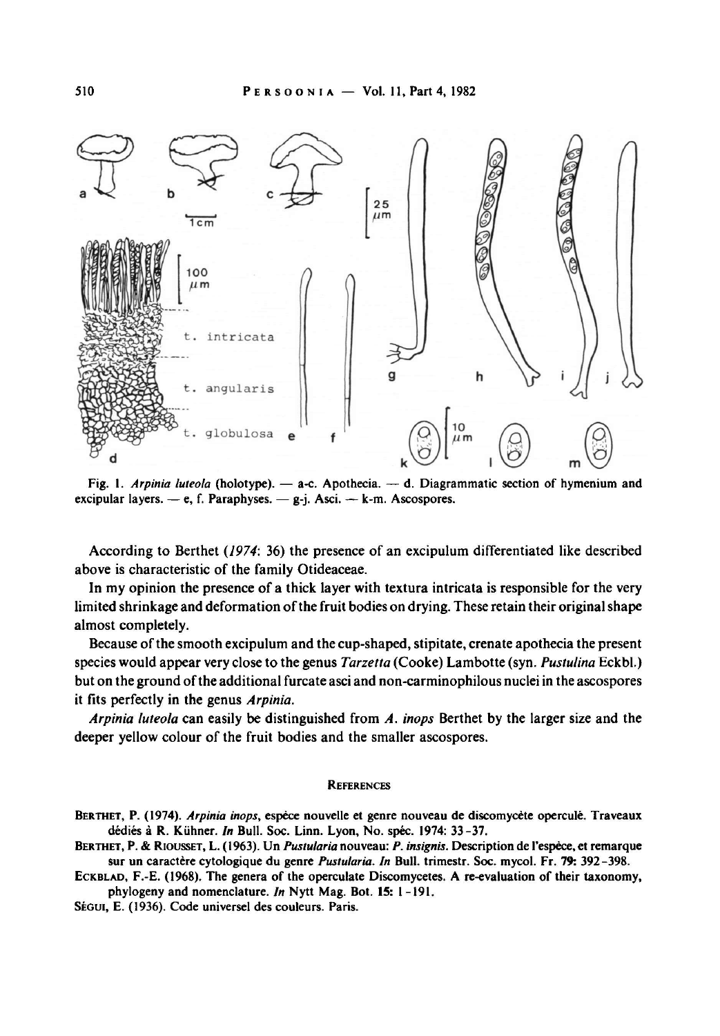a b c
1cm
25 µm
100 µm
t. intricata
t. angularis
t. globulosa
d e f g h i j
10 µm
k l m

Fig. 1. *Arpinia luteola* (holotype). — a-c. Apothecia. — d. Diagrammatic section of hymenium and excipular layers. — e, f. Paraphyses. — g-j. Asci. — k-m. Ascospores.

According to Berthet (*1974*: 36) the presence of an excipulum differentiated like described above is characteristic of the family Otideaceae.

In my opinion the presence of a thick layer with textura intricata is responsible for the very limited shrinkage and deformation of the fruit bodies on drying. These retain their original shape almost completely.

Because of the smooth excipulum and the cup-shaped, stipitate, crenate apothecia the present species would appear very close to the genus *Tarzetta* (Cooke) Lambotte (syn. *Pustulina* Eckbl.) but on the ground of the additional furcate asci and non-carminophilous nuclei in the ascospores it fits perfectly in the genus *Arpinia*.

*Arpinia luteola* can easily be distinguished from *A. inops* Berthet by the larger size and the deeper yellow colour of the fruit bodies and the smaller ascospores.

## REFERENCES

BERTHET, P. (1974). *Arpinia inops*, espèce nouvelle et genre nouveau de discomycète operculé. Traveaux dédiés à R. Kühner. *In* Bull. Soc. Linn. Lyon, No. spéc. 1974: 33-37.

BERTHET, P. & RIOUSSET, L. (1963). Un *Pustularia* nouveau: *P. insignis*. Description de l'espèce, et remarque sur un caractère cytologique du genre *Pustularia*. *In* Bull. trimestr. Soc. mycol. Fr. **79**: 392-398.

ECKBLAD, F.-E. (1968). The genera of the operculate Discomycetes. A re-evaluation of their taxonomy, phylogeny and nomenclature. *In* Nytt Mag. Bot. **15**: 1-191.

SÉGUI, E. (1936). Code universel des couleurs. Paris.